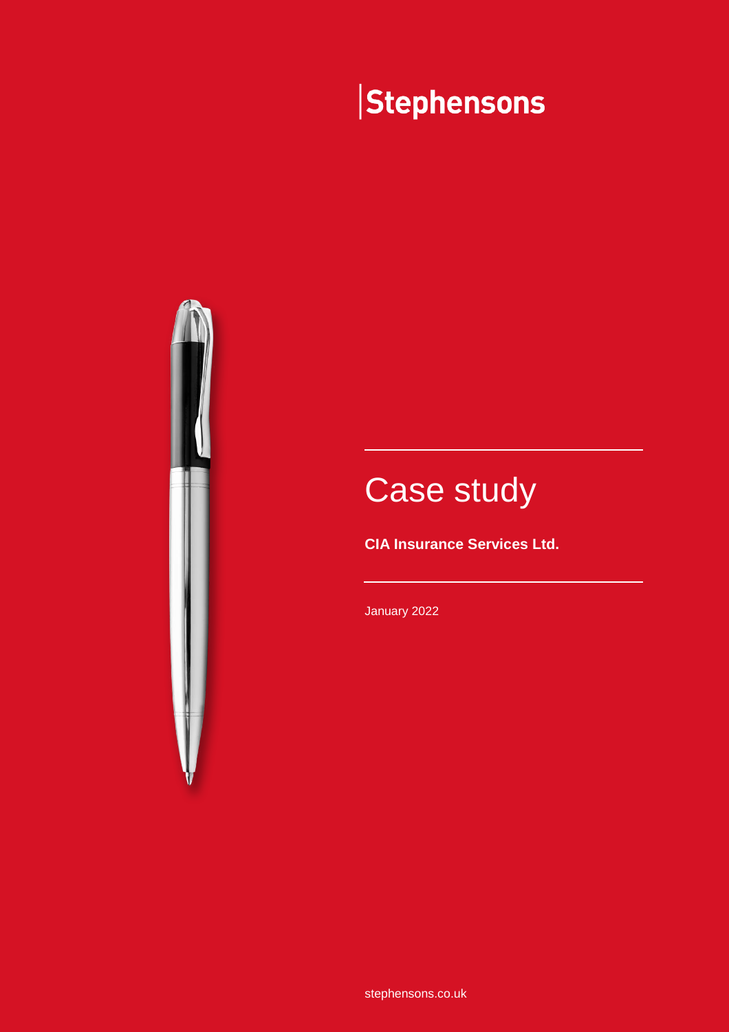Stephensons

# Case study

**CIA Insurance Services Ltd.**

January 2022

stephensons.co.uk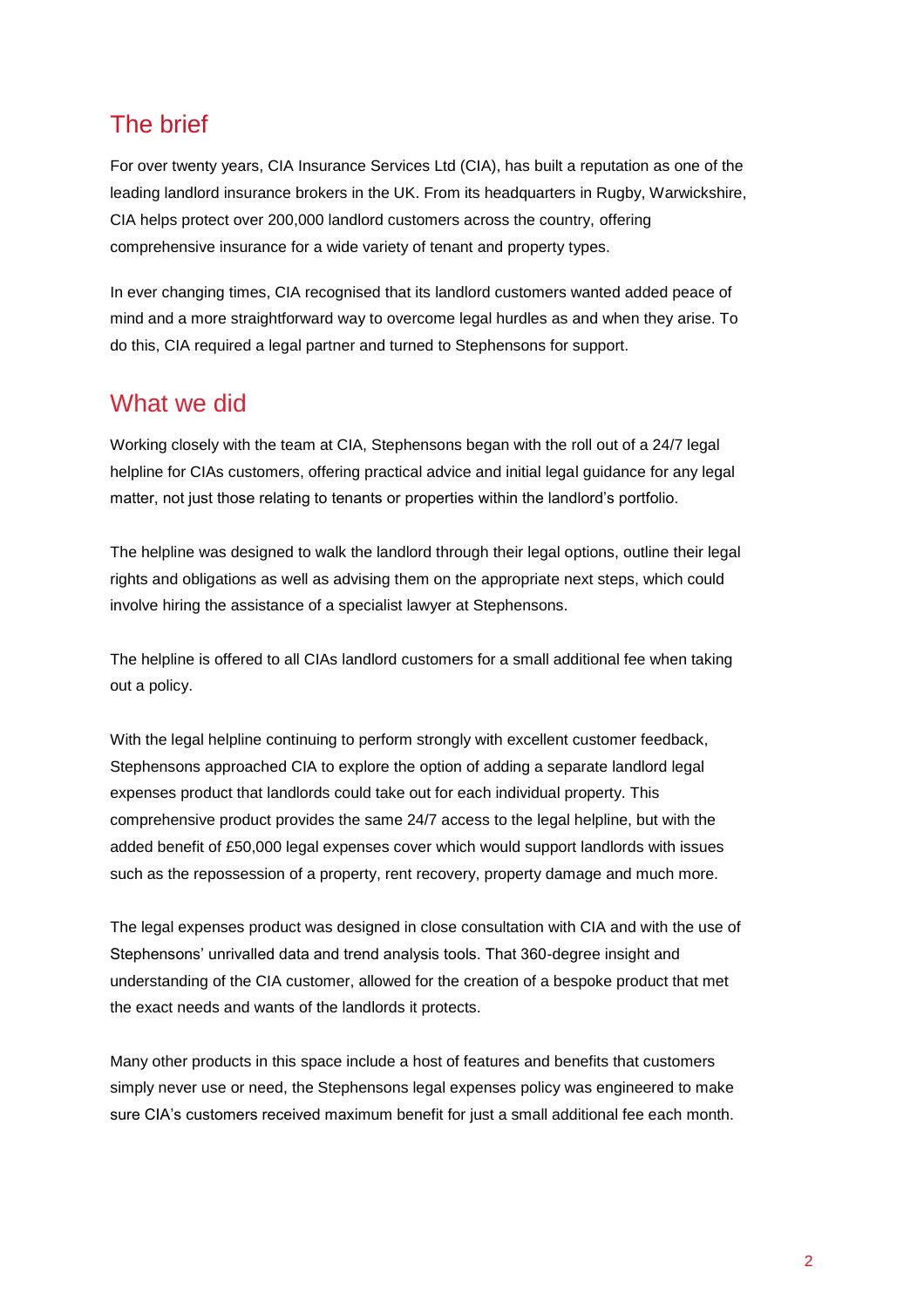## The brief

For over twenty years, CIA Insurance Services Ltd (CIA), has built a reputation as one of the leading landlord insurance brokers in the UK. From its headquarters in Rugby, Warwickshire, CIA helps protect over 200,000 landlord customers across the country, offering comprehensive insurance for a wide variety of tenant and property types.

In ever changing times, CIA recognised that its landlord customers wanted added peace of mind and a more straightforward way to overcome legal hurdles as and when they arise. To do this, CIA required a legal partner and turned to Stephensons for support.

## What we did

Working closely with the team at CIA, Stephensons began with the roll out of a 24/7 legal helpline for CIAs customers, offering practical advice and initial legal guidance for any legal matter, not just those relating to tenants or properties within the landlord's portfolio.

The helpline was designed to walk the landlord through their legal options, outline their legal rights and obligations as well as advising them on the appropriate next steps, which could involve hiring the assistance of a specialist lawyer at Stephensons.

The helpline is offered to all CIAs landlord customers for a small additional fee when taking out a policy.

With the legal helpline continuing to perform strongly with excellent customer feedback, Stephensons approached CIA to explore the option of adding a separate landlord legal expenses product that landlords could take out for each individual property. This comprehensive product provides the same 24/7 access to the legal helpline, but with the added benefit of £50,000 legal expenses cover which would support landlords with issues such as the repossession of a property, rent recovery, property damage and much more.

The legal expenses product was designed in close consultation with CIA and with the use of Stephensons' unrivalled data and trend analysis tools. That 360-degree insight and understanding of the CIA customer, allowed for the creation of a bespoke product that met the exact needs and wants of the landlords it protects.

Many other products in this space include a host of features and benefits that customers simply never use or need, the Stephensons legal expenses policy was engineered to make sure CIA's customers received maximum benefit for just a small additional fee each month.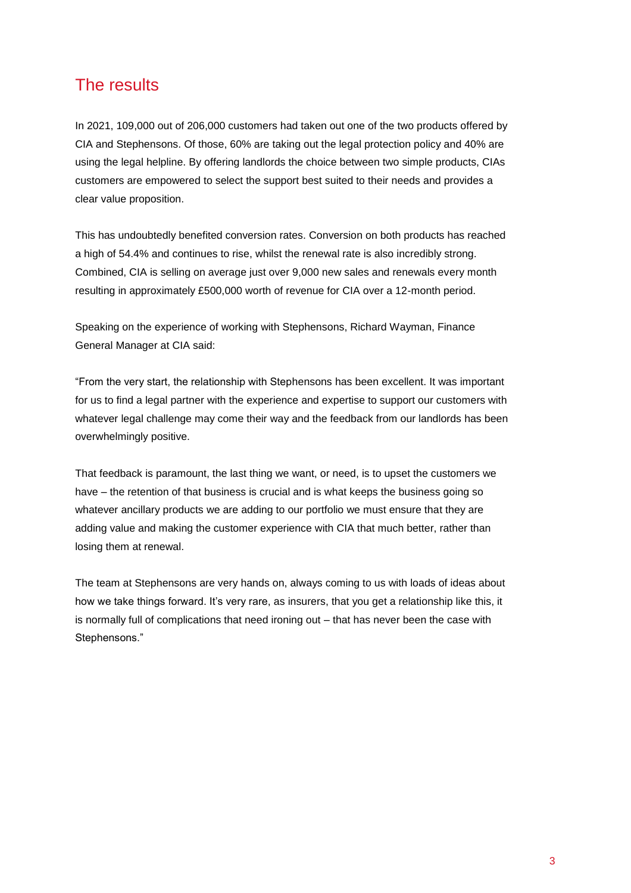## The results

In 2021, 109,000 out of 206,000 customers had taken out one of the two products offered by CIA and Stephensons. Of those, 60% are taking out the legal protection policy and 40% are using the legal helpline. By offering landlords the choice between two simple products, CIAs customers are empowered to select the support best suited to their needs and provides a clear value proposition.

This has undoubtedly benefited conversion rates. Conversion on both products has reached a high of 54.4% and continues to rise, whilst the renewal rate is also incredibly strong. Combined, CIA is selling on average just over 9,000 new sales and renewals every month resulting in approximately £500,000 worth of revenue for CIA over a 12-month period.

Speaking on the experience of working with Stephensons, Richard Wayman, Finance General Manager at CIA said:

"From the very start, the relationship with Stephensons has been excellent. It was important for us to find a legal partner with the experience and expertise to support our customers with whatever legal challenge may come their way and the feedback from our landlords has been overwhelmingly positive.

That feedback is paramount, the last thing we want, or need, is to upset the customers we have – the retention of that business is crucial and is what keeps the business going so whatever ancillary products we are adding to our portfolio we must ensure that they are adding value and making the customer experience with CIA that much better, rather than losing them at renewal.

The team at Stephensons are very hands on, always coming to us with loads of ideas about how we take things forward. It's very rare, as insurers, that you get a relationship like this, it is normally full of complications that need ironing out – that has never been the case with Stephensons."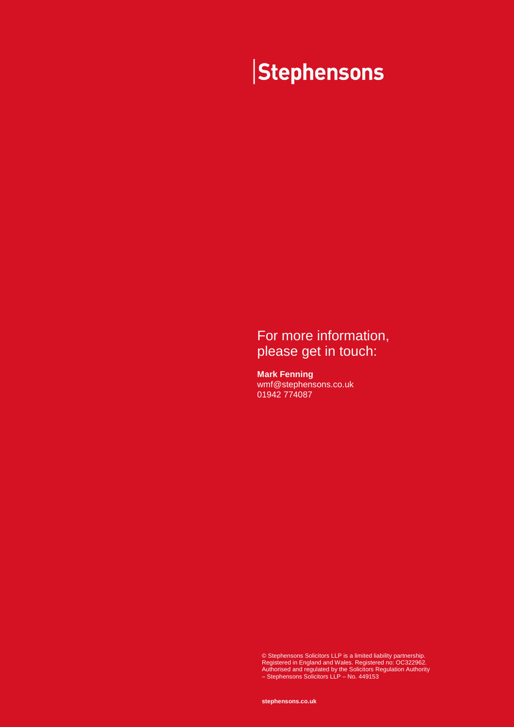# Stephensons

For more information, please get in touch:

**Mark Fenning**
wmf@stephensons.co.uk
01942 774087

© Stephensons Solicitors LLP is a limited liability partnership. Registered in England and Wales. Registered no: OC322962. Authorised and regulated by the Solicitors Regulation Authority – Stephensons Solicitors LLP – No. 449153

**stephensons.co.uk**